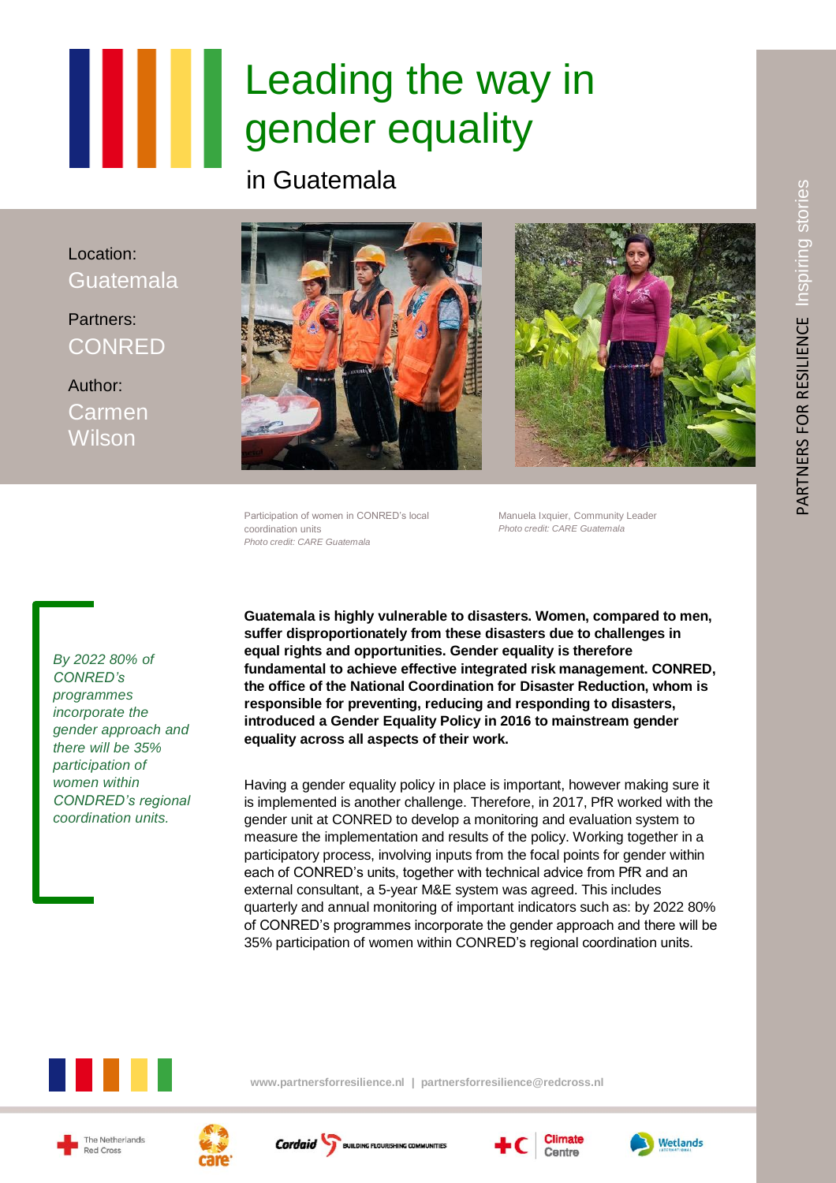# Leading the way in gender equality

## in Guatemala

Location: Guatemala

Partners: CONRED

Author: Carmen Wilson

Participation of women in CONRED's local coordination units
*Photo credit: CARE Guatemala*

Manuela Ixquier, Community Leader
*Photo credit: CARE Guatemala*

*By 2022 80% of CONRED's programmes incorporate the gender approach and there will be 35% participation of women within CONRED's regional coordination units.*

**Guatemala is highly vulnerable to disasters. Women, compared to men, suffer disproportionately from these disasters due to challenges in equal rights and opportunities. Gender equality is therefore fundamental to achieve effective integrated risk management. CONRED, the office of the National Coordination for Disaster Reduction, whom is responsible for preventing, reducing and responding to disasters, introduced a Gender Equality Policy in 2016 to mainstream gender equality across all aspects of their work.**

Having a gender equality policy in place is important, however making sure it is implemented is another challenge. Therefore, in 2017, PfR worked with the gender unit at CONRED to develop a monitoring and evaluation system to measure the implementation and results of the policy. Working together in a participatory process, involving inputs from the focal points for gender within each of CONRED's units, together with technical advice from PfR and an external consultant, a 5-year M&E system was agreed. This includes quarterly and annual monitoring of important indicators such as: by 2022 80% of CONRED's programmes incorporate the gender approach and there will be 35% participation of women within CONRED's regional coordination units.

www.partnersforresilience.nl | partnersforresilience@redcross.nl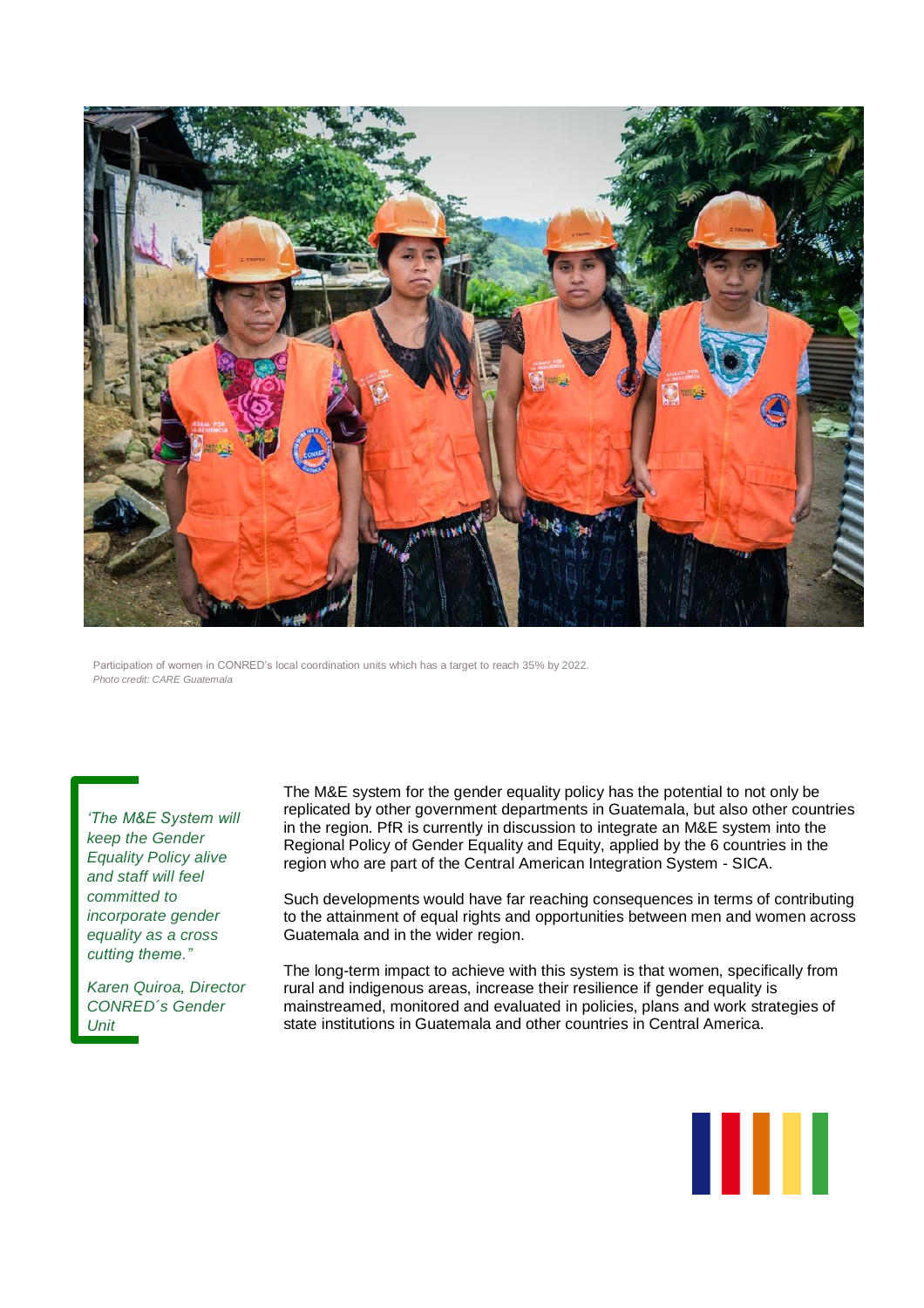Participation of women in CONRED's local coordination units which has a target to reach 35% by 2022.
*Photo credit: CARE Guatemala*

> *'The M&E System will keep the Gender Equality Policy alive and staff will feel committed to incorporate gender equality as a cross cutting theme."*
>
> *Karen Quiroa, Director CONRED´s Gender Unit*

The M&E system for the gender equality policy has the potential to not only be replicated by other government departments in Guatemala, but also other countries in the region. PfR is currently in discussion to integrate an M&E system into the Regional Policy of Gender Equality and Equity, applied by the 6 countries in the region who are part of the Central American Integration System - SICA.

Such developments would have far reaching consequences in terms of contributing to the attainment of equal rights and opportunities between men and women across Guatemala and in the wider region.

The long-term impact to achieve with this system is that women, specifically from rural and indigenous areas, increase their resilience if gender equality is mainstreamed, monitored and evaluated in policies, plans and work strategies of state institutions in Guatemala and other countries in Central America.